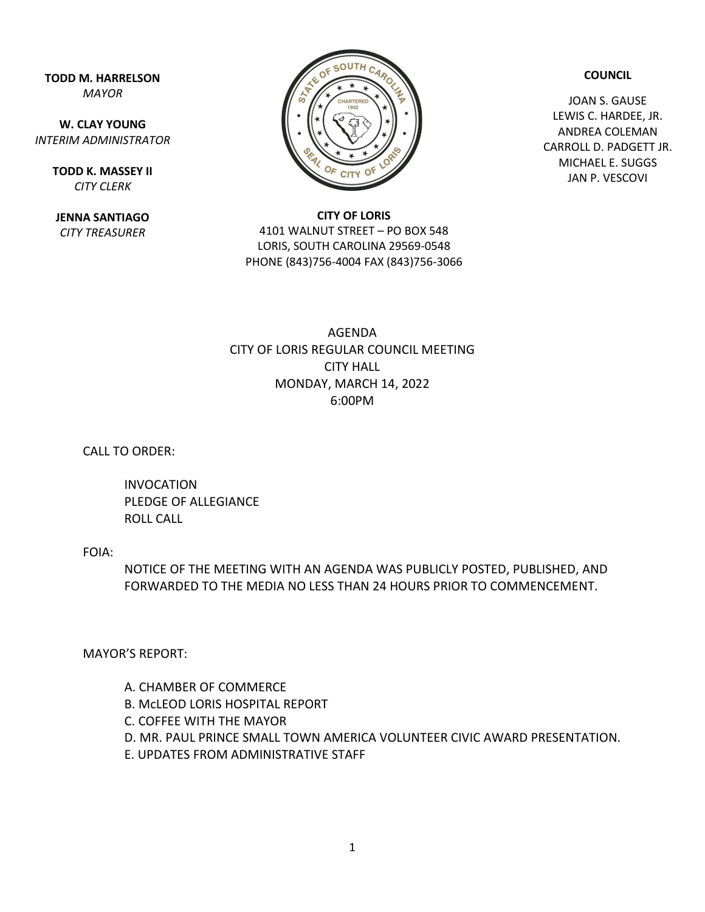**TODD M. HARRELSON**
*MAYOR*

**W. CLAY YOUNG**
*INTERIM ADMINISTRATOR*

**TODD K. MASSEY II**
*CITY CLERK*

**JENNA SANTIAGO**
*CITY TREASURER*

**COUNCIL**

JOAN S. GAUSE
LEWIS C. HARDEE, JR.
ANDREA COLEMAN
CARROLL D. PADGETT JR.
MICHAEL E. SUGGS
JAN P. VESCOVI

**CITY OF LORIS**
4101 WALNUT STREET – PO BOX 548
LORIS, SOUTH CAROLINA 29569-0548
PHONE (843)756-4004 FAX (843)756-3066

AGENDA
CITY OF LORIS REGULAR COUNCIL MEETING
CITY HALL
MONDAY, MARCH 14, 2022
6:00PM

CALL TO ORDER:

INVOCATION
PLEDGE OF ALLEGIANCE
ROLL CALL

FOIA:

NOTICE OF THE MEETING WITH AN AGENDA WAS PUBLICLY POSTED, PUBLISHED, AND FORWARDED TO THE MEDIA NO LESS THAN 24 HOURS PRIOR TO COMMENCEMENT.

MAYOR'S REPORT:

A. CHAMBER OF COMMERCE
B. McLEOD LORIS HOSPITAL REPORT
C. COFFEE WITH THE MAYOR
D. MR. PAUL PRINCE SMALL TOWN AMERICA VOLUNTEER CIVIC AWARD PRESENTATION.
E. UPDATES FROM ADMINISTRATIVE STAFF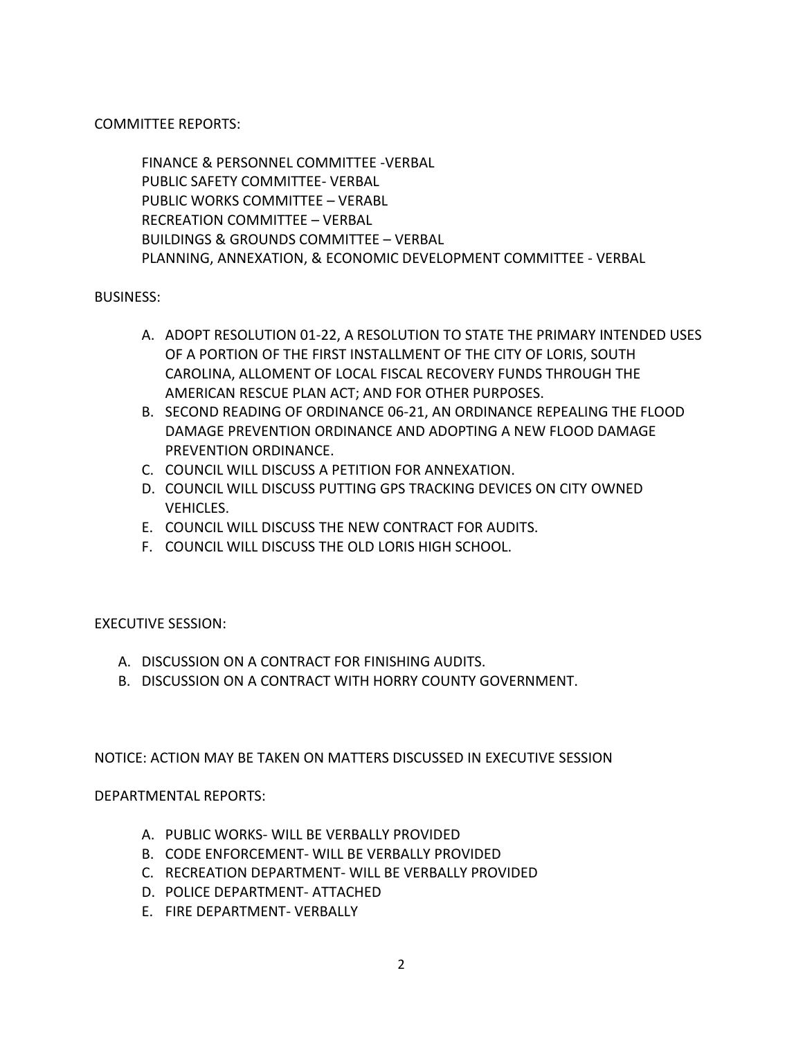COMMITTEE REPORTS:

FINANCE & PERSONNEL COMMITTEE -VERBAL
PUBLIC SAFETY COMMITTEE- VERBAL
PUBLIC WORKS COMMITTEE – VERABL
RECREATION COMMITTEE – VERBAL
BUILDINGS & GROUNDS COMMITTEE – VERBAL
PLANNING, ANNEXATION, & ECONOMIC DEVELOPMENT COMMITTEE - VERBAL

BUSINESS:

A. ADOPT RESOLUTION 01-22, A RESOLUTION TO STATE THE PRIMARY INTENDED USES OF A PORTION OF THE FIRST INSTALLMENT OF THE CITY OF LORIS, SOUTH CAROLINA, ALLOMENT OF LOCAL FISCAL RECOVERY FUNDS THROUGH THE AMERICAN RESCUE PLAN ACT; AND FOR OTHER PURPOSES.
B. SECOND READING OF ORDINANCE 06-21, AN ORDINANCE REPEALING THE FLOOD DAMAGE PREVENTION ORDINANCE AND ADOPTING A NEW FLOOD DAMAGE PREVENTION ORDINANCE.
C. COUNCIL WILL DISCUSS A PETITION FOR ANNEXATION.
D. COUNCIL WILL DISCUSS PUTTING GPS TRACKING DEVICES ON CITY OWNED VEHICLES.
E. COUNCIL WILL DISCUSS THE NEW CONTRACT FOR AUDITS.
F. COUNCIL WILL DISCUSS THE OLD LORIS HIGH SCHOOL.

EXECUTIVE SESSION:

A. DISCUSSION ON A CONTRACT FOR FINISHING AUDITS.
B. DISCUSSION ON A CONTRACT WITH HORRY COUNTY GOVERNMENT.

NOTICE: ACTION MAY BE TAKEN ON MATTERS DISCUSSED IN EXECUTIVE SESSION

DEPARTMENTAL REPORTS:

A. PUBLIC WORKS- WILL BE VERBALLY PROVIDED
B. CODE ENFORCEMENT- WILL BE VERBALLY PROVIDED
C. RECREATION DEPARTMENT- WILL BE VERBALLY PROVIDED
D. POLICE DEPARTMENT- ATTACHED
E. FIRE DEPARTMENT- VERBALLY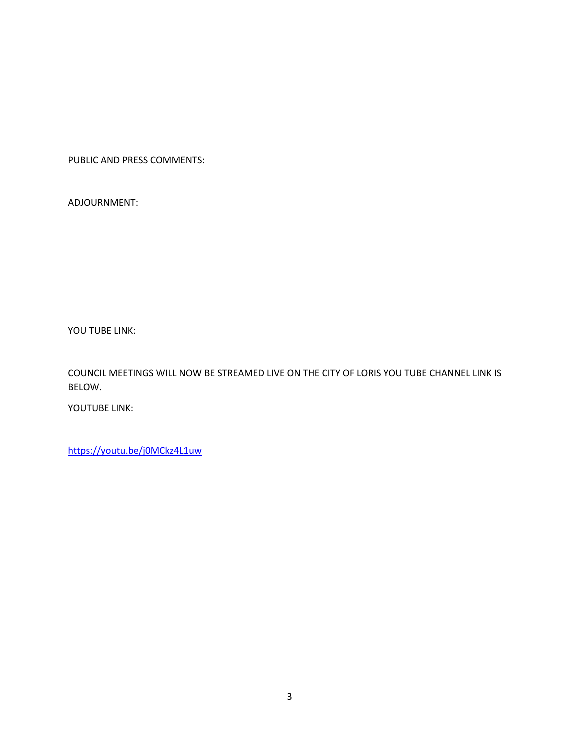PUBLIC AND PRESS COMMENTS:

ADJOURNMENT:

YOU TUBE LINK:

COUNCIL MEETINGS WILL NOW BE STREAMED LIVE ON THE CITY OF LORIS YOU TUBE CHANNEL LINK IS BELOW.

YOUTUBE LINK:

https://youtu.be/j0MCkz4L1uw